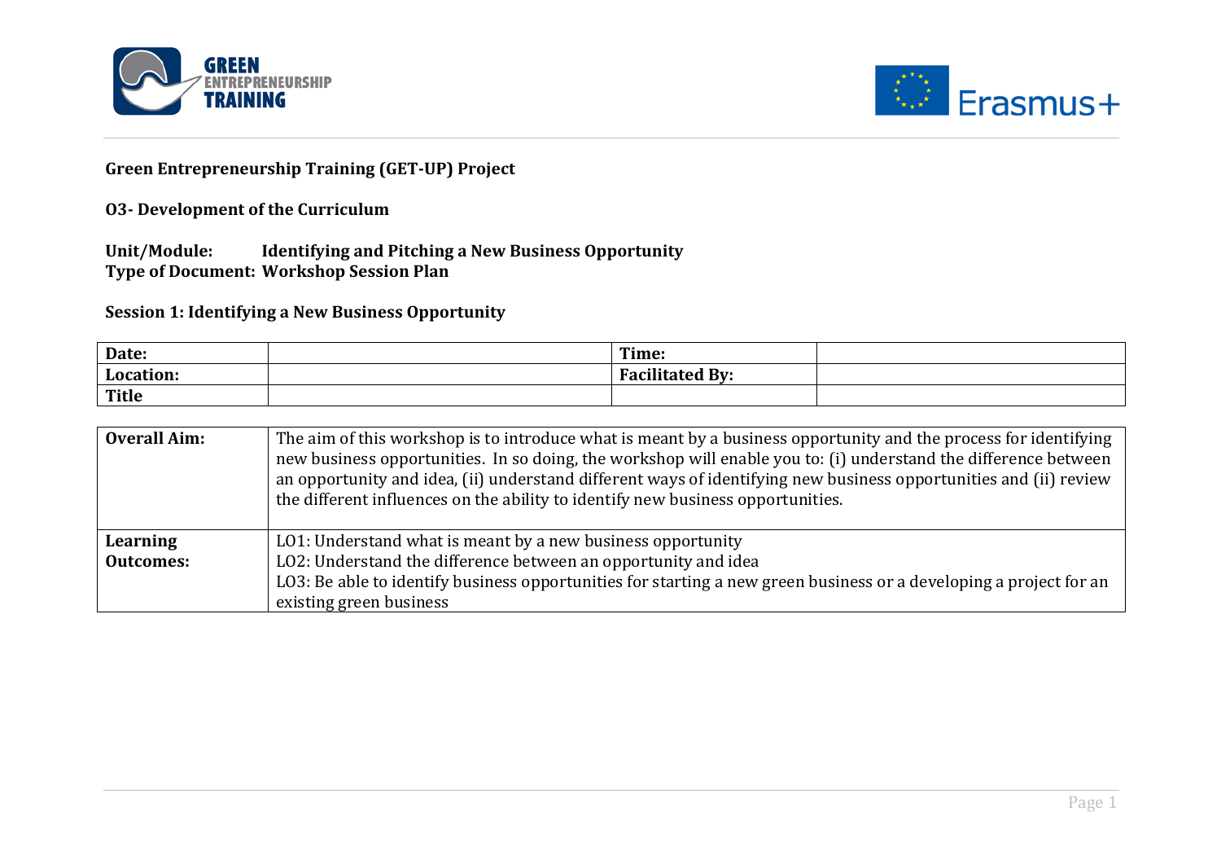**Green Entrepreneurship Training (GET-UP) Project**

**O3- Development of the Curriculum**

**Unit/Module: Identifying and Pitching a New Business Opportunity**
**Type of Document: Workshop Session Plan**

**Session 1: Identifying a New Business Opportunity**

| **Date:** | | **Time:** | |
|---|---|---|---|
| **Location:** | | **Facilitated By:** | |
| **Title** | | | |

| **Overall Aim:** | The aim of this workshop is to introduce what is meant by a business opportunity and the process for identifying new business opportunities. In so doing, the workshop will enable you to: (i) understand the difference between an opportunity and idea, (ii) understand different ways of identifying new business opportunities and (ii) review the different influences on the ability to identify new business opportunities. |
|---|---|
| **Learning Outcomes:** | LO1: Understand what is meant by a new business opportunity<br>LO2: Understand the difference between an opportunity and idea<br>LO3: Be able to identify business opportunities for starting a new green business or a developing a project for an existing green business |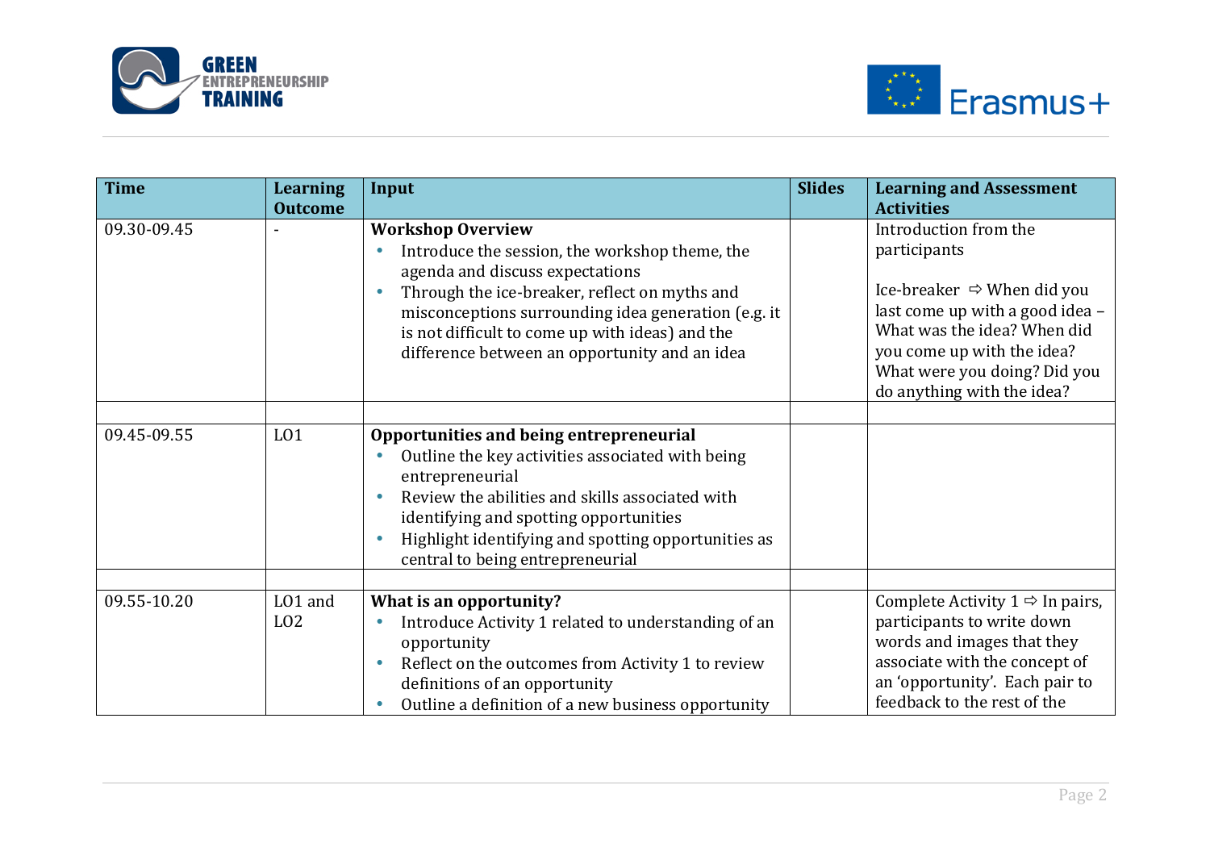| Time | Learning Outcome | Input | Slides | Learning and Assessment Activities |
|---|---|---|---|---|
| 09.30-09.45 | - | **Workshop Overview**<br>• Introduce the session, the workshop theme, the agenda and discuss expectations<br>• Through the ice-breaker, reflect on myths and misconceptions surrounding idea generation (e.g. it is not difficult to come up with ideas) and the difference between an opportunity and an idea | | Introduction from the participants<br><br>Ice-breaker ⇨ When did you last come up with a good idea – What was the idea? When did you come up with the idea? What were you doing? Did you do anything with the idea? |
| | | | | |
| 09.45-09.55 | LO1 | **Opportunities and being entrepreneurial**<br>• Outline the key activities associated with being entrepreneurial<br>• Review the abilities and skills associated with identifying and spotting opportunities<br>• Highlight identifying and spotting opportunities as central to being entrepreneurial | | |
| | | | | |
| 09.55-10.20 | LO1 and LO2 | **What is an opportunity?**<br>• Introduce Activity 1 related to understanding of an opportunity<br>• Reflect on the outcomes from Activity 1 to review definitions of an opportunity<br>• Outline a definition of a new business opportunity | | Complete Activity 1 ⇨ In pairs, participants to write down words and images that they associate with the concept of an 'opportunity'. Each pair to feedback to the rest of the |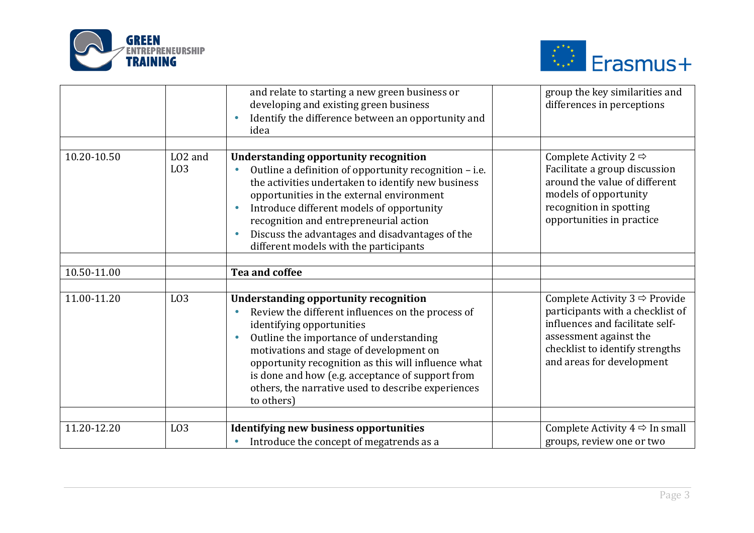| | | | | |
|---|---|---|---|---|
| | | and relate to starting a new green business or developing and existing green business<br>• Identify the difference between an opportunity and idea | | group the key similarities and differences in perceptions |
| | | | | |
| 10.20-10.50 | LO2 and LO3 | **Understanding opportunity recognition**<br>• Outline a definition of opportunity recognition – i.e. the activities undertaken to identify new business opportunities in the external environment<br>• Introduce different models of opportunity recognition and entrepreneurial action<br>• Discuss the advantages and disadvantages of the different models with the participants | | Complete Activity 2 ⇨ Facilitate a group discussion around the value of different models of opportunity recognition in spotting opportunities in practice |
| | | | | |
| 10.50-11.00 | | **Tea and coffee** | | |
| | | | | |
| 11.00-11.20 | LO3 | **Understanding opportunity recognition**<br>• Review the different influences on the process of identifying opportunities<br>• Outline the importance of understanding motivations and stage of development on opportunity recognition as this will influence what is done and how (e.g. acceptance of support from others, the narrative used to describe experiences to others) | | Complete Activity 3 ⇨ Provide participants with a checklist of influences and facilitate self-assessment against the checklist to identify strengths and areas for development |
| | | | | |
| 11.20-12.20 | LO3 | **Identifying new business opportunities**<br>• Introduce the concept of megatrends as a | | Complete Activity 4 ⇨ In small groups, review one or two |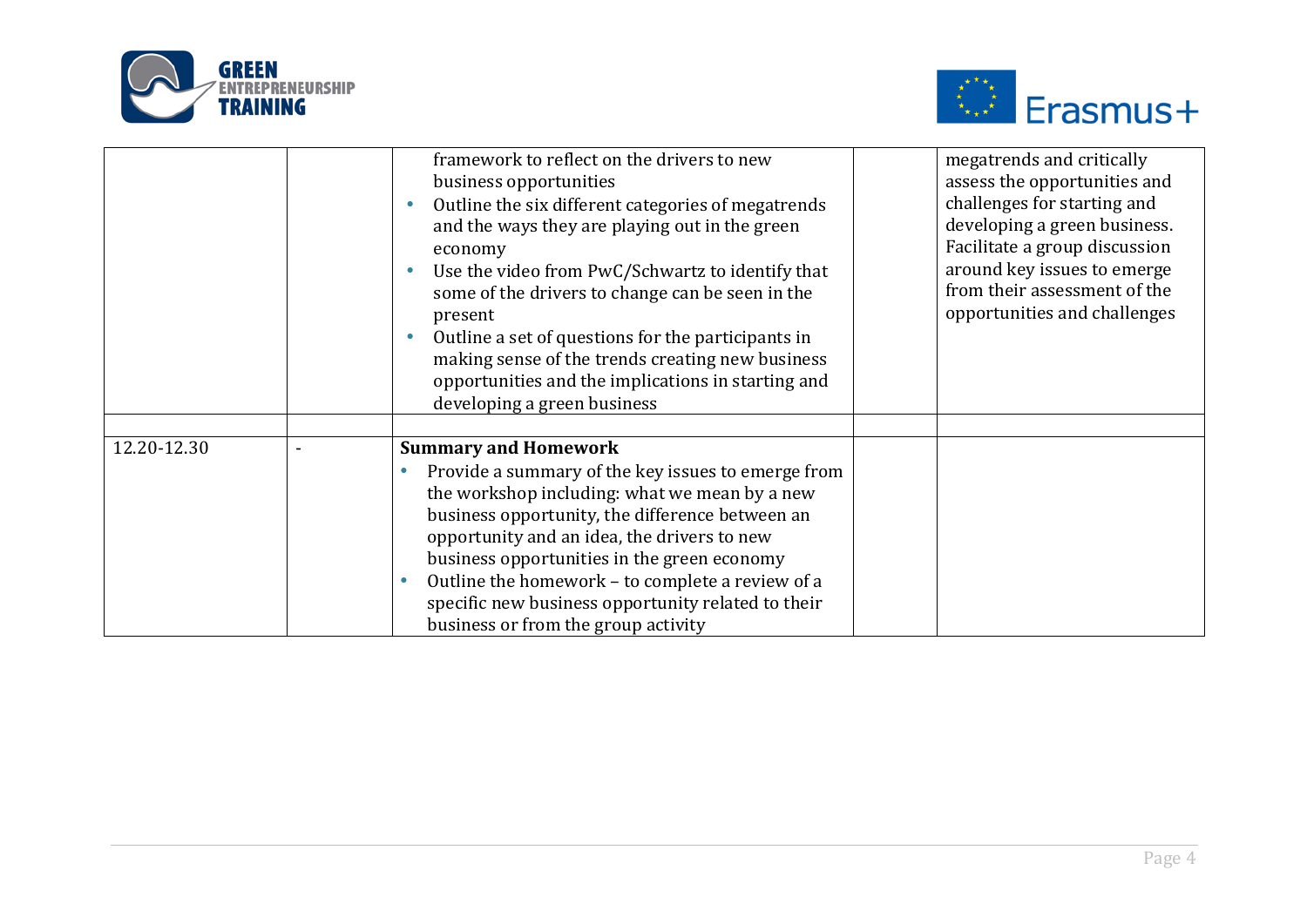| | | | | |
|---|---|---|---|---|
| | | framework to reflect on the drivers to new business opportunities<br>• Outline the six different categories of megatrends and the ways they are playing out in the green economy<br>• Use the video from PwC/Schwartz to identify that some of the drivers to change can be seen in the present<br>• Outline a set of questions for the participants in making sense of the trends creating new business opportunities and the implications in starting and developing a green business | | megatrends and critically assess the opportunities and challenges for starting and developing a green business. Facilitate a group discussion around key issues to emerge from their assessment of the opportunities and challenges |
| | | | | |
| 12.20-12.30 | - | **Summary and Homework**<br>• Provide a summary of the key issues to emerge from the workshop including: what we mean by a new business opportunity, the difference between an opportunity and an idea, the drivers to new business opportunities in the green economy<br>• Outline the homework – to complete a review of a specific new business opportunity related to their business or from the group activity | | |